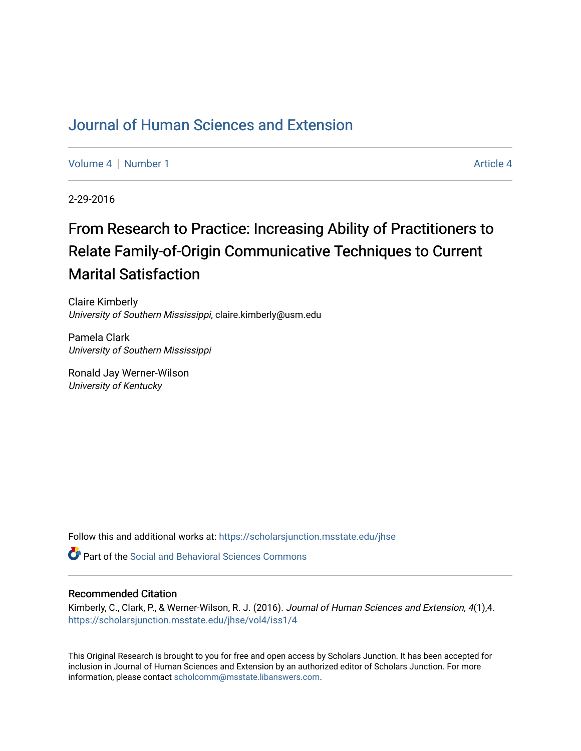# Journal of Human Sciences and Extension

Volume 4 | Number 1 — Article 4

2-29-2016

## From Research to Practice: Increasing Ability of Practitioners to Relate Family-of-Origin Communicative Techniques to Current Marital Satisfaction

Claire Kimberly
*University of Southern Mississippi*, claire.kimberly@usm.edu

Pamela Clark
*University of Southern Mississippi*

Ronald Jay Werner-Wilson
*University of Kentucky*

Follow this and additional works at: https://scholarsjunction.msstate.edu/jhse

Part of the Social and Behavioral Sciences Commons

### Recommended Citation

Kimberly, C., Clark, P., & Werner-Wilson, R. J. (2016). *Journal of Human Sciences and Extension, 4*(1),4. https://scholarsjunction.msstate.edu/jhse/vol4/iss1/4

This Original Research is brought to you for free and open access by Scholars Junction. It has been accepted for inclusion in Journal of Human Sciences and Extension by an authorized editor of Scholars Junction. For more information, please contact scholcomm@msstate.libanswers.com.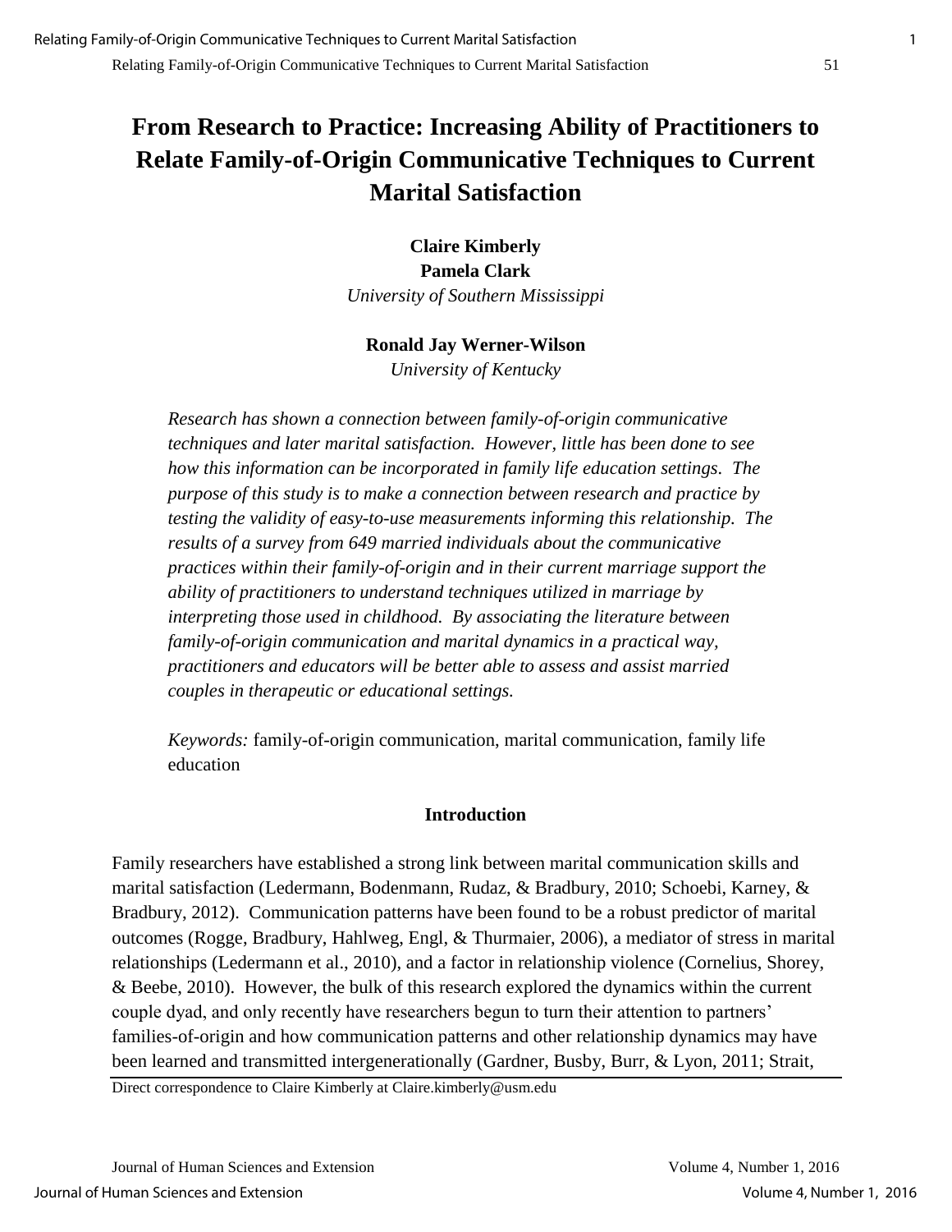# From Research to Practice: Increasing Ability of Practitioners to Relate Family-of-Origin Communicative Techniques to Current Marital Satisfaction

**Claire Kimberly**
**Pamela Clark**
*University of Southern Mississippi*

**Ronald Jay Werner-Wilson**
*University of Kentucky*

*Research has shown a connection between family-of-origin communicative techniques and later marital satisfaction. However, little has been done to see how this information can be incorporated in family life education settings. The purpose of this study is to make a connection between research and practice by testing the validity of easy-to-use measurements informing this relationship. The results of a survey from 649 married individuals about the communicative practices within their family-of-origin and in their current marriage support the ability of practitioners to understand techniques utilized in marriage by interpreting those used in childhood. By associating the literature between family-of-origin communication and marital dynamics in a practical way, practitioners and educators will be better able to assess and assist married couples in therapeutic or educational settings.*

*Keywords:* family-of-origin communication, marital communication, family life education

## Introduction

Family researchers have established a strong link between marital communication skills and marital satisfaction (Ledermann, Bodenmann, Rudaz, & Bradbury, 2010; Schoebi, Karney, & Bradbury, 2012). Communication patterns have been found to be a robust predictor of marital outcomes (Rogge, Bradbury, Hahlweg, Engl, & Thurmaier, 2006), a mediator of stress in marital relationships (Ledermann et al., 2010), and a factor in relationship violence (Cornelius, Shorey, & Beebe, 2010). However, the bulk of this research explored the dynamics within the current couple dyad, and only recently have researchers begun to turn their attention to partners' families-of-origin and how communication patterns and other relationship dynamics may have been learned and transmitted intergenerationally (Gardner, Busby, Burr, & Lyon, 2011; Strait,

Direct correspondence to Claire Kimberly at Claire.kimberly@usm.edu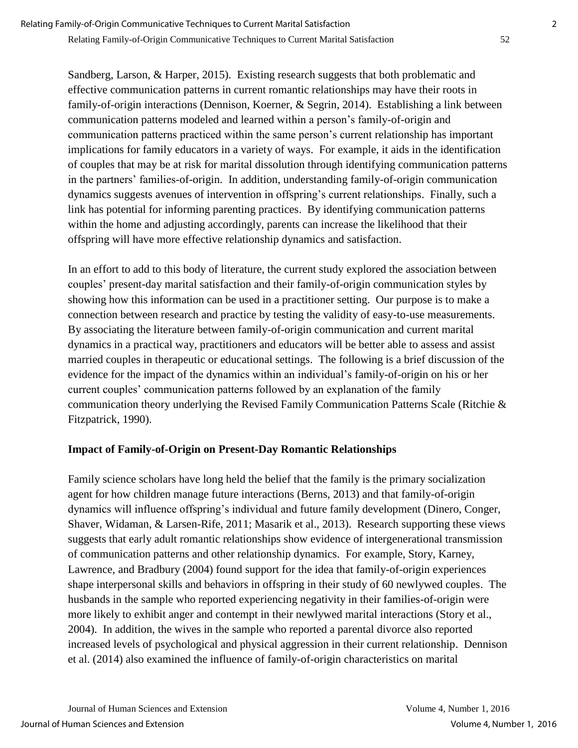Sandberg, Larson, & Harper, 2015). Existing research suggests that both problematic and effective communication patterns in current romantic relationships may have their roots in family-of-origin interactions (Dennison, Koerner, & Segrin, 2014). Establishing a link between communication patterns modeled and learned within a person's family-of-origin and communication patterns practiced within the same person's current relationship has important implications for family educators in a variety of ways. For example, it aids in the identification of couples that may be at risk for marital dissolution through identifying communication patterns in the partners' families-of-origin. In addition, understanding family-of-origin communication dynamics suggests avenues of intervention in offspring's current relationships. Finally, such a link has potential for informing parenting practices. By identifying communication patterns within the home and adjusting accordingly, parents can increase the likelihood that their offspring will have more effective relationship dynamics and satisfaction.

In an effort to add to this body of literature, the current study explored the association between couples' present-day marital satisfaction and their family-of-origin communication styles by showing how this information can be used in a practitioner setting. Our purpose is to make a connection between research and practice by testing the validity of easy-to-use measurements. By associating the literature between family-of-origin communication and current marital dynamics in a practical way, practitioners and educators will be better able to assess and assist married couples in therapeutic or educational settings. The following is a brief discussion of the evidence for the impact of the dynamics within an individual's family-of-origin on his or her current couples' communication patterns followed by an explanation of the family communication theory underlying the Revised Family Communication Patterns Scale (Ritchie & Fitzpatrick, 1990).

## Impact of Family-of-Origin on Present-Day Romantic Relationships

Family science scholars have long held the belief that the family is the primary socialization agent for how children manage future interactions (Berns, 2013) and that family-of-origin dynamics will influence offspring's individual and future family development (Dinero, Conger, Shaver, Widaman, & Larsen-Rife, 2011; Masarik et al., 2013). Research supporting these views suggests that early adult romantic relationships show evidence of intergenerational transmission of communication patterns and other relationship dynamics. For example, Story, Karney, Lawrence, and Bradbury (2004) found support for the idea that family-of-origin experiences shape interpersonal skills and behaviors in offspring in their study of 60 newlywed couples. The husbands in the sample who reported experiencing negativity in their families-of-origin were more likely to exhibit anger and contempt in their newlywed marital interactions (Story et al., 2004). In addition, the wives in the sample who reported a parental divorce also reported increased levels of psychological and physical aggression in their current relationship. Dennison et al. (2014) also examined the influence of family-of-origin characteristics on marital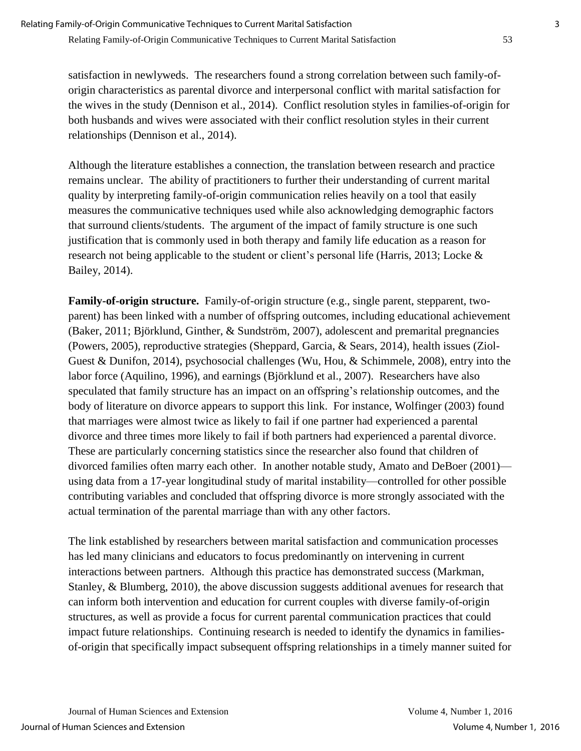satisfaction in newlyweds. The researchers found a strong correlation between such family-of-origin characteristics as parental divorce and interpersonal conflict with marital satisfaction for the wives in the study (Dennison et al., 2014). Conflict resolution styles in families-of-origin for both husbands and wives were associated with their conflict resolution styles in their current relationships (Dennison et al., 2014).

Although the literature establishes a connection, the translation between research and practice remains unclear. The ability of practitioners to further their understanding of current marital quality by interpreting family-of-origin communication relies heavily on a tool that easily measures the communicative techniques used while also acknowledging demographic factors that surround clients/students. The argument of the impact of family structure is one such justification that is commonly used in both therapy and family life education as a reason for research not being applicable to the student or client's personal life (Harris, 2013; Locke & Bailey, 2014).

**Family-of-origin structure.** Family-of-origin structure (e.g., single parent, stepparent, two-parent) has been linked with a number of offspring outcomes, including educational achievement (Baker, 2011; Björklund, Ginther, & Sundström, 2007), adolescent and premarital pregnancies (Powers, 2005), reproductive strategies (Sheppard, Garcia, & Sears, 2014), health issues (Ziol-Guest & Dunifon, 2014), psychosocial challenges (Wu, Hou, & Schimmele, 2008), entry into the labor force (Aquilino, 1996), and earnings (Björklund et al., 2007). Researchers have also speculated that family structure has an impact on an offspring's relationship outcomes, and the body of literature on divorce appears to support this link. For instance, Wolfinger (2003) found that marriages were almost twice as likely to fail if one partner had experienced a parental divorce and three times more likely to fail if both partners had experienced a parental divorce. These are particularly concerning statistics since the researcher also found that children of divorced families often marry each other. In another notable study, Amato and DeBoer (2001)—using data from a 17-year longitudinal study of marital instability—controlled for other possible contributing variables and concluded that offspring divorce is more strongly associated with the actual termination of the parental marriage than with any other factors.

The link established by researchers between marital satisfaction and communication processes has led many clinicians and educators to focus predominantly on intervening in current interactions between partners. Although this practice has demonstrated success (Markman, Stanley, & Blumberg, 2010), the above discussion suggests additional avenues for research that can inform both intervention and education for current couples with diverse family-of-origin structures, as well as provide a focus for current parental communication practices that could impact future relationships. Continuing research is needed to identify the dynamics in families-of-origin that specifically impact subsequent offspring relationships in a timely manner suited for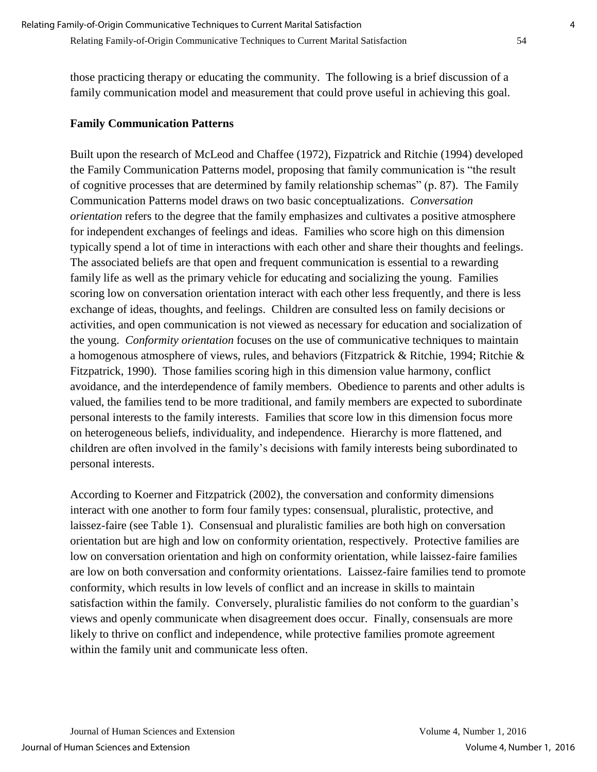those practicing therapy or educating the community. The following is a brief discussion of a family communication model and measurement that could prove useful in achieving this goal.

**Family Communication Patterns**

Built upon the research of McLeod and Chaffee (1972), Fizpatrick and Ritchie (1994) developed the Family Communication Patterns model, proposing that family communication is "the result of cognitive processes that are determined by family relationship schemas" (p. 87). The Family Communication Patterns model draws on two basic conceptualizations. *Conversation orientation* refers to the degree that the family emphasizes and cultivates a positive atmosphere for independent exchanges of feelings and ideas. Families who score high on this dimension typically spend a lot of time in interactions with each other and share their thoughts and feelings. The associated beliefs are that open and frequent communication is essential to a rewarding family life as well as the primary vehicle for educating and socializing the young. Families scoring low on conversation orientation interact with each other less frequently, and there is less exchange of ideas, thoughts, and feelings. Children are consulted less on family decisions or activities, and open communication is not viewed as necessary for education and socialization of the young. *Conformity orientation* focuses on the use of communicative techniques to maintain a homogenous atmosphere of views, rules, and behaviors (Fitzpatrick & Ritchie, 1994; Ritchie & Fitzpatrick, 1990). Those families scoring high in this dimension value harmony, conflict avoidance, and the interdependence of family members. Obedience to parents and other adults is valued, the families tend to be more traditional, and family members are expected to subordinate personal interests to the family interests. Families that score low in this dimension focus more on heterogeneous beliefs, individuality, and independence. Hierarchy is more flattened, and children are often involved in the family's decisions with family interests being subordinated to personal interests.

According to Koerner and Fitzpatrick (2002), the conversation and conformity dimensions interact with one another to form four family types: consensual, pluralistic, protective, and laissez-faire (see Table 1). Consensual and pluralistic families are both high on conversation orientation but are high and low on conformity orientation, respectively. Protective families are low on conversation orientation and high on conformity orientation, while laissez-faire families are low on both conversation and conformity orientations. Laissez-faire families tend to promote conformity, which results in low levels of conflict and an increase in skills to maintain satisfaction within the family. Conversely, pluralistic families do not conform to the guardian's views and openly communicate when disagreement does occur. Finally, consensuals are more likely to thrive on conflict and independence, while protective families promote agreement within the family unit and communicate less often.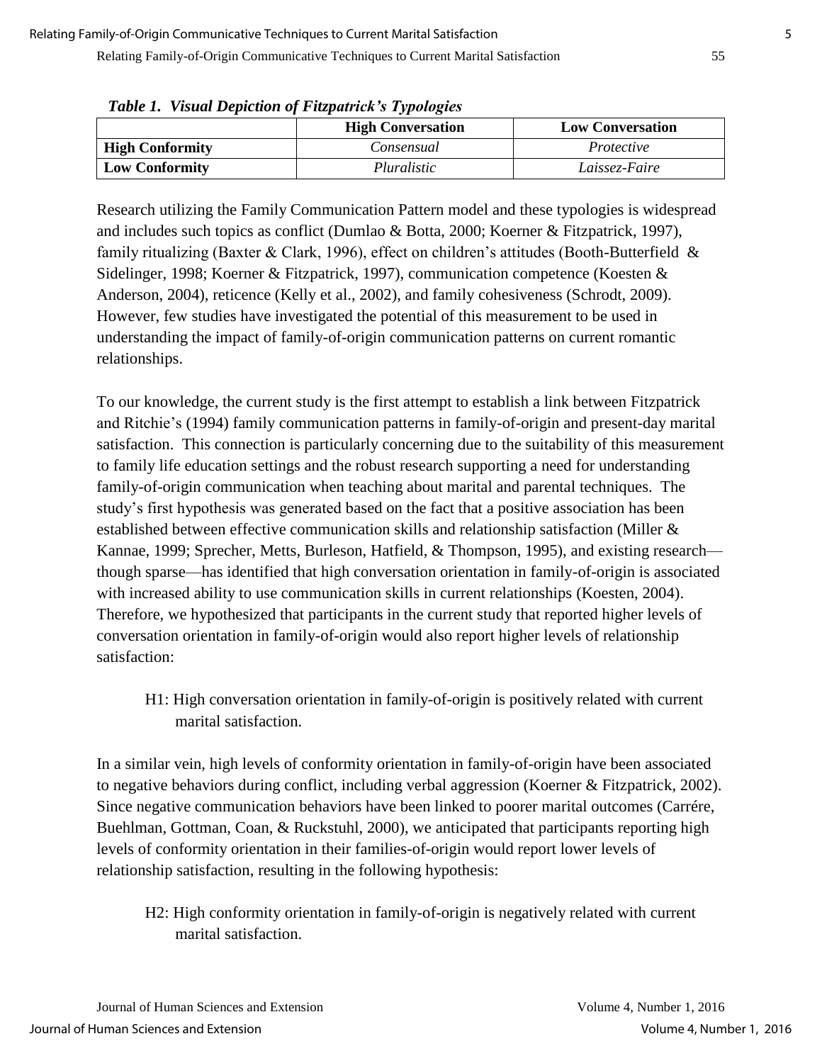*Table 1. Visual Depiction of Fitzpatrick's Typologies*

| | High Conversation | Low Conversation |
|---|---|---|
| **High Conformity** | *Consensual* | *Protective* |
| **Low Conformity** | *Pluralistic* | *Laissez-Faire* |

Research utilizing the Family Communication Pattern model and these typologies is widespread and includes such topics as conflict (Dumlao & Botta, 2000; Koerner & Fitzpatrick, 1997), family ritualizing (Baxter & Clark, 1996), effect on children's attitudes (Booth-Butterfield & Sidelinger, 1998; Koerner & Fitzpatrick, 1997), communication competence (Koesten & Anderson, 2004), reticence (Kelly et al., 2002), and family cohesiveness (Schrodt, 2009). However, few studies have investigated the potential of this measurement to be used in understanding the impact of family-of-origin communication patterns on current romantic relationships.

To our knowledge, the current study is the first attempt to establish a link between Fitzpatrick and Ritchie's (1994) family communication patterns in family-of-origin and present-day marital satisfaction. This connection is particularly concerning due to the suitability of this measurement to family life education settings and the robust research supporting a need for understanding family-of-origin communication when teaching about marital and parental techniques. The study's first hypothesis was generated based on the fact that a positive association has been established between effective communication skills and relationship satisfaction (Miller & Kannae, 1999; Sprecher, Metts, Burleson, Hatfield, & Thompson, 1995), and existing research—though sparse—has identified that high conversation orientation in family-of-origin is associated with increased ability to use communication skills in current relationships (Koesten, 2004). Therefore, we hypothesized that participants in the current study that reported higher levels of conversation orientation in family-of-origin would also report higher levels of relationship satisfaction:

> H1: High conversation orientation in family-of-origin is positively related with current marital satisfaction.

In a similar vein, high levels of conformity orientation in family-of-origin have been associated to negative behaviors during conflict, including verbal aggression (Koerner & Fitzpatrick, 2002). Since negative communication behaviors have been linked to poorer marital outcomes (Carrére, Buehlman, Gottman, Coan, & Ruckstuhl, 2000), we anticipated that participants reporting high levels of conformity orientation in their families-of-origin would report lower levels of relationship satisfaction, resulting in the following hypothesis:

> H2: High conformity orientation in family-of-origin is negatively related with current marital satisfaction.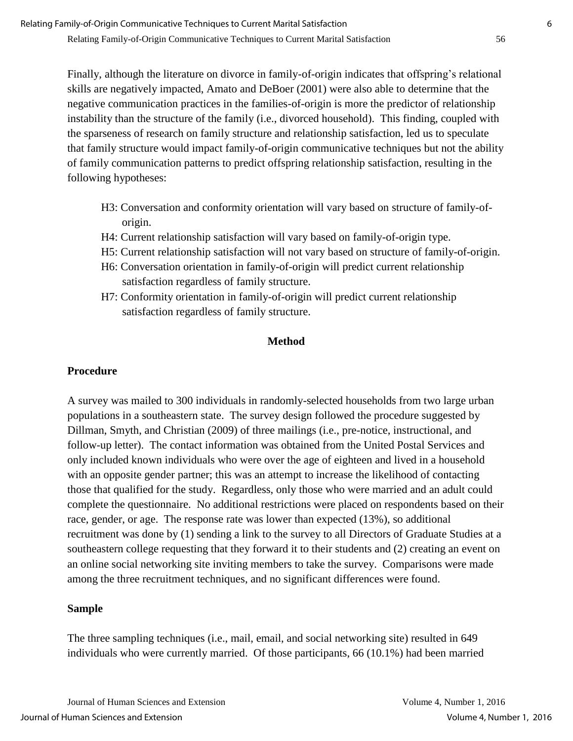Finally, although the literature on divorce in family-of-origin indicates that offspring's relational skills are negatively impacted, Amato and DeBoer (2001) were also able to determine that the negative communication practices in the families-of-origin is more the predictor of relationship instability than the structure of the family (i.e., divorced household). This finding, coupled with the sparseness of research on family structure and relationship satisfaction, led us to speculate that family structure would impact family-of-origin communicative techniques but not the ability of family communication patterns to predict offspring relationship satisfaction, resulting in the following hypotheses:

- H3: Conversation and conformity orientation will vary based on structure of family-of-origin.
- H4: Current relationship satisfaction will vary based on family-of-origin type.
- H5: Current relationship satisfaction will not vary based on structure of family-of-origin.
- H6: Conversation orientation in family-of-origin will predict current relationship satisfaction regardless of family structure.
- H7: Conformity orientation in family-of-origin will predict current relationship satisfaction regardless of family structure.

## Method

### Procedure

A survey was mailed to 300 individuals in randomly-selected households from two large urban populations in a southeastern state. The survey design followed the procedure suggested by Dillman, Smyth, and Christian (2009) of three mailings (i.e., pre-notice, instructional, and follow-up letter). The contact information was obtained from the United Postal Services and only included known individuals who were over the age of eighteen and lived in a household with an opposite gender partner; this was an attempt to increase the likelihood of contacting those that qualified for the study. Regardless, only those who were married and an adult could complete the questionnaire. No additional restrictions were placed on respondents based on their race, gender, or age. The response rate was lower than expected (13%), so additional recruitment was done by (1) sending a link to the survey to all Directors of Graduate Studies at a southeastern college requesting that they forward it to their students and (2) creating an event on an online social networking site inviting members to take the survey. Comparisons were made among the three recruitment techniques, and no significant differences were found.

### Sample

The three sampling techniques (i.e., mail, email, and social networking site) resulted in 649 individuals who were currently married. Of those participants, 66 (10.1%) had been married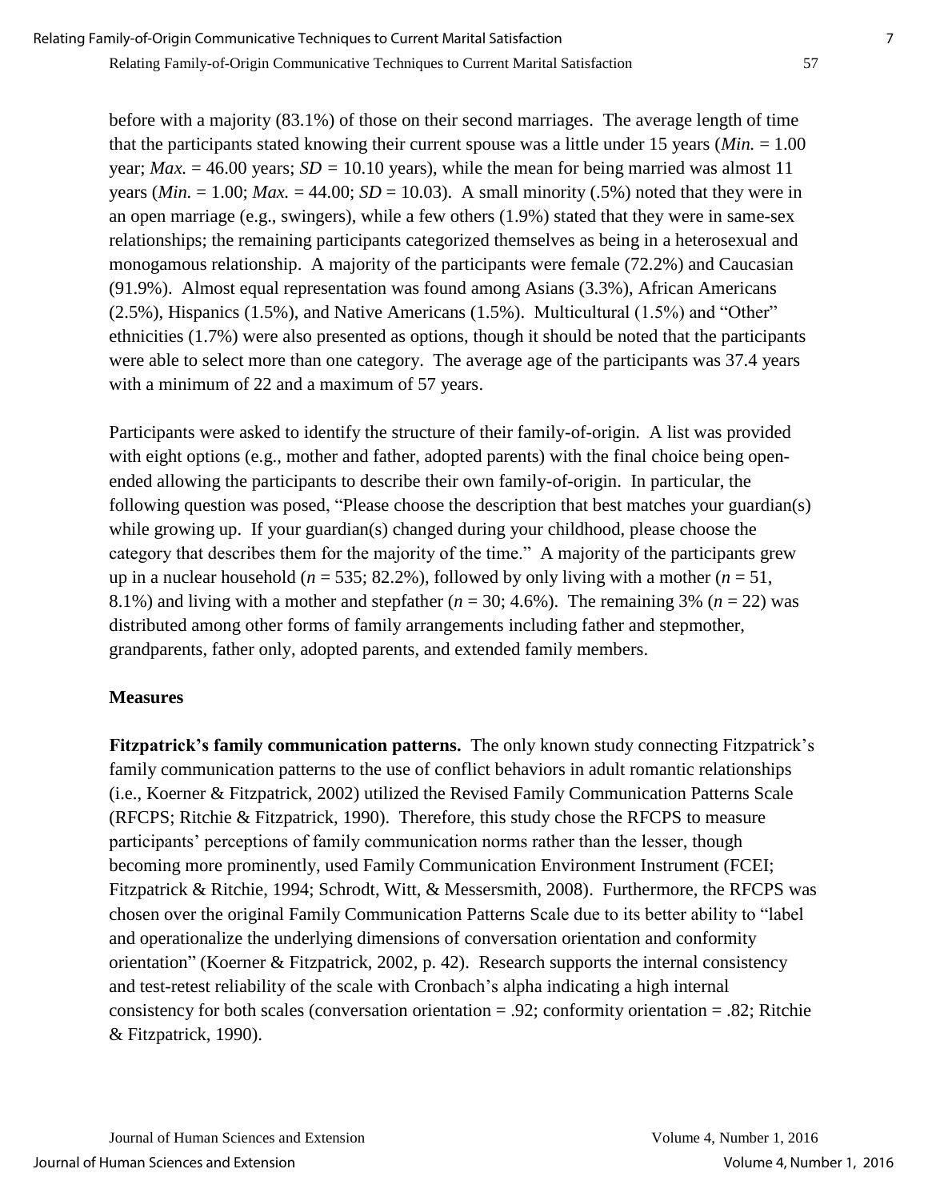before with a majority (83.1%) of those on their second marriages. The average length of time that the participants stated knowing their current spouse was a little under 15 years (*Min.* = 1.00 year; *Max.* = 46.00 years; *SD* = 10.10 years), while the mean for being married was almost 11 years (*Min.* = 1.00; *Max.* = 44.00; *SD* = 10.03). A small minority (.5%) noted that they were in an open marriage (e.g., swingers), while a few others (1.9%) stated that they were in same-sex relationships; the remaining participants categorized themselves as being in a heterosexual and monogamous relationship. A majority of the participants were female (72.2%) and Caucasian (91.9%). Almost equal representation was found among Asians (3.3%), African Americans (2.5%), Hispanics (1.5%), and Native Americans (1.5%). Multicultural (1.5%) and "Other" ethnicities (1.7%) were also presented as options, though it should be noted that the participants were able to select more than one category. The average age of the participants was 37.4 years with a minimum of 22 and a maximum of 57 years.

Participants were asked to identify the structure of their family-of-origin. A list was provided with eight options (e.g., mother and father, adopted parents) with the final choice being open-ended allowing the participants to describe their own family-of-origin. In particular, the following question was posed, "Please choose the description that best matches your guardian(s) while growing up. If your guardian(s) changed during your childhood, please choose the category that describes them for the majority of the time." A majority of the participants grew up in a nuclear household (*n* = 535; 82.2%), followed by only living with a mother (*n* = 51, 8.1%) and living with a mother and stepfather (*n* = 30; 4.6%). The remaining 3% (*n* = 22) was distributed among other forms of family arrangements including father and stepmother, grandparents, father only, adopted parents, and extended family members.

### Measures

**Fitzpatrick's family communication patterns.** The only known study connecting Fitzpatrick's family communication patterns to the use of conflict behaviors in adult romantic relationships (i.e., Koerner & Fitzpatrick, 2002) utilized the Revised Family Communication Patterns Scale (RFCPS; Ritchie & Fitzpatrick, 1990). Therefore, this study chose the RFCPS to measure participants' perceptions of family communication norms rather than the lesser, though becoming more prominently, used Family Communication Environment Instrument (FCEI; Fitzpatrick & Ritchie, 1994; Schrodt, Witt, & Messersmith, 2008). Furthermore, the RFCPS was chosen over the original Family Communication Patterns Scale due to its better ability to "label and operationalize the underlying dimensions of conversation orientation and conformity orientation" (Koerner & Fitzpatrick, 2002, p. 42). Research supports the internal consistency and test-retest reliability of the scale with Cronbach's alpha indicating a high internal consistency for both scales (conversation orientation = .92; conformity orientation = .82; Ritchie & Fitzpatrick, 1990).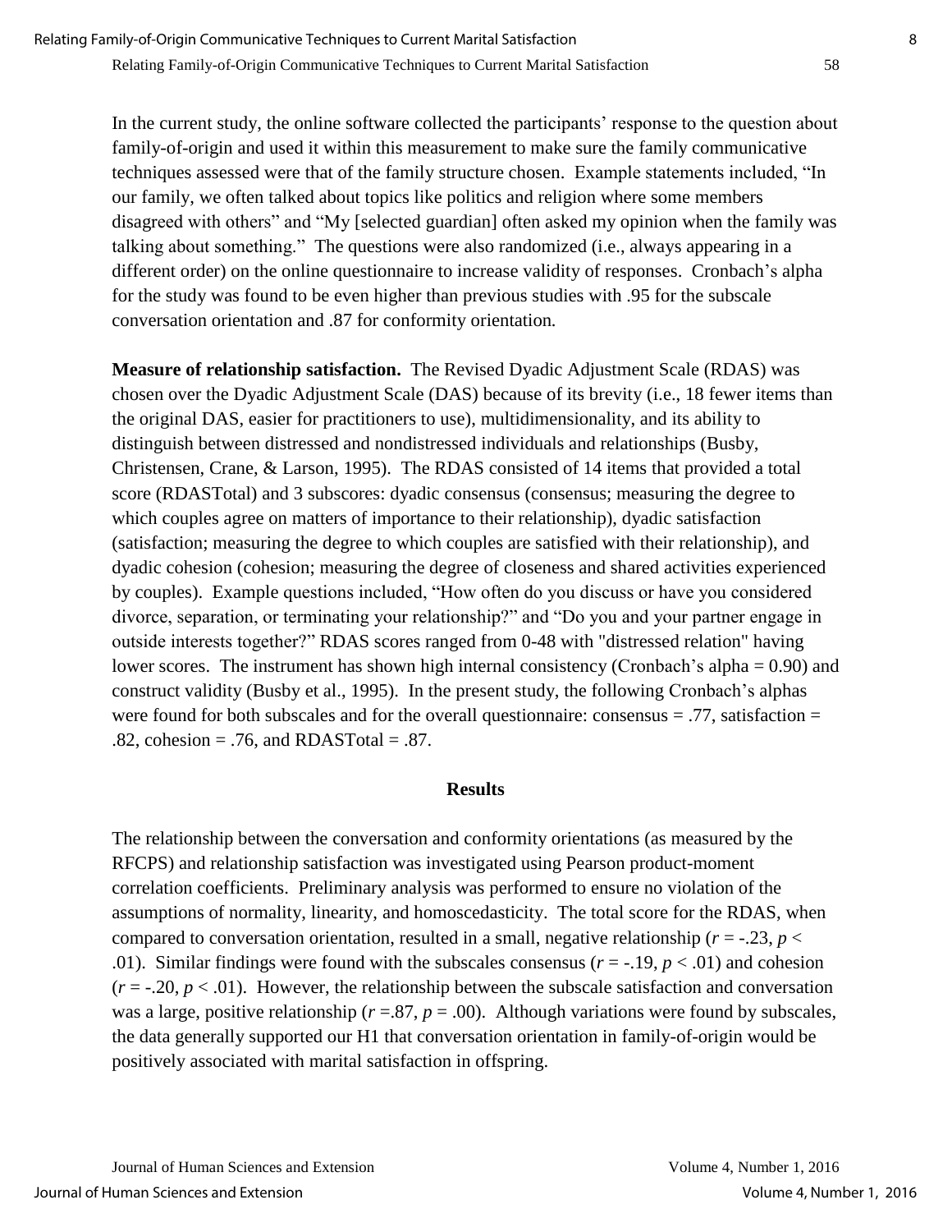In the current study, the online software collected the participants' response to the question about family-of-origin and used it within this measurement to make sure the family communicative techniques assessed were that of the family structure chosen. Example statements included, "In our family, we often talked about topics like politics and religion where some members disagreed with others" and "My [selected guardian] often asked my opinion when the family was talking about something." The questions were also randomized (i.e., always appearing in a different order) on the online questionnaire to increase validity of responses. Cronbach's alpha for the study was found to be even higher than previous studies with .95 for the subscale conversation orientation and .87 for conformity orientation.

**Measure of relationship satisfaction.** The Revised Dyadic Adjustment Scale (RDAS) was chosen over the Dyadic Adjustment Scale (DAS) because of its brevity (i.e., 18 fewer items than the original DAS, easier for practitioners to use), multidimensionality, and its ability to distinguish between distressed and nondistressed individuals and relationships (Busby, Christensen, Crane, & Larson, 1995). The RDAS consisted of 14 items that provided a total score (RDASTotal) and 3 subscores: dyadic consensus (consensus; measuring the degree to which couples agree on matters of importance to their relationship), dyadic satisfaction (satisfaction; measuring the degree to which couples are satisfied with their relationship), and dyadic cohesion (cohesion; measuring the degree of closeness and shared activities experienced by couples). Example questions included, "How often do you discuss or have you considered divorce, separation, or terminating your relationship?" and "Do you and your partner engage in outside interests together?" RDAS scores ranged from 0-48 with "distressed relation" having lower scores. The instrument has shown high internal consistency (Cronbach's alpha = 0.90) and construct validity (Busby et al., 1995). In the present study, the following Cronbach's alphas were found for both subscales and for the overall questionnaire: consensus = .77, satisfaction = .82, cohesion = .76, and RDASTotal = .87.

## Results

The relationship between the conversation and conformity orientations (as measured by the RFCPS) and relationship satisfaction was investigated using Pearson product-moment correlation coefficients. Preliminary analysis was performed to ensure no violation of the assumptions of normality, linearity, and homoscedasticity. The total score for the RDAS, when compared to conversation orientation, resulted in a small, negative relationship ($r$ = -.23, $p$ < .01). Similar findings were found with the subscales consensus ($r$ = -.19, $p$ < .01) and cohesion ($r$ = -.20, $p$ < .01). However, the relationship between the subscale satisfaction and conversation was a large, positive relationship ($r$ =.87, $p$ = .00). Although variations were found by subscales, the data generally supported our H1 that conversation orientation in family-of-origin would be positively associated with marital satisfaction in offspring.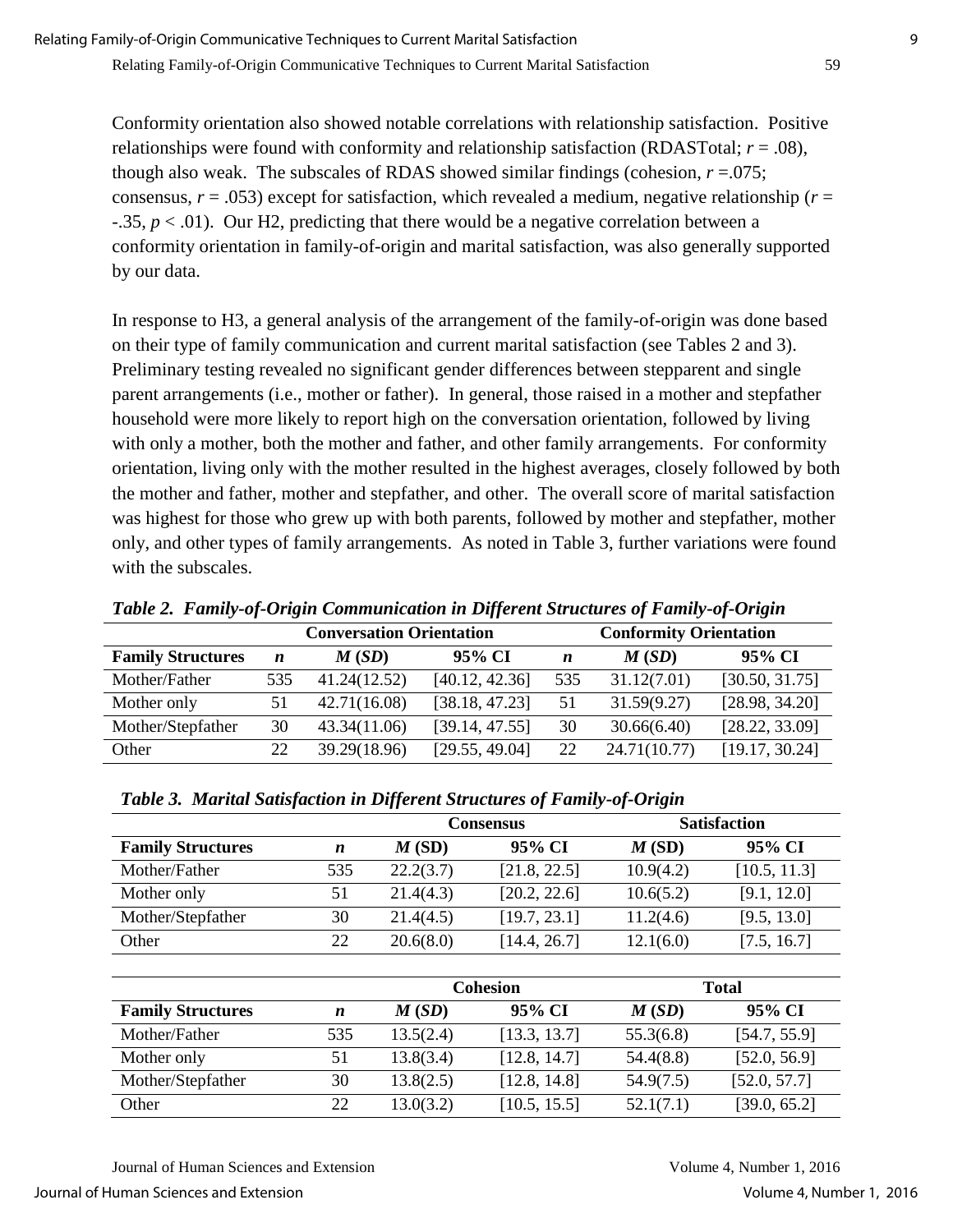Conformity orientation also showed notable correlations with relationship satisfaction. Positive relationships were found with conformity and relationship satisfaction (RDASTotal; $r = .08$), though also weak. The subscales of RDAS showed similar findings (cohesion, $r = .075$; consensus, $r = .053$) except for satisfaction, which revealed a medium, negative relationship ($r = -.35$, $p < .01$). Our H2, predicting that there would be a negative correlation between a conformity orientation in family-of-origin and marital satisfaction, was also generally supported by our data.

In response to H3, a general analysis of the arrangement of the family-of-origin was done based on their type of family communication and current marital satisfaction (see Tables 2 and 3). Preliminary testing revealed no significant gender differences between stepparent and single parent arrangements (i.e., mother or father). In general, those raised in a mother and stepfather household were more likely to report high on the conversation orientation, followed by living with only a mother, both the mother and father, and other family arrangements. For conformity orientation, living only with the mother resulted in the highest averages, closely followed by both the mother and father, mother and stepfather, and other. The overall score of marital satisfaction was highest for those who grew up with both parents, followed by mother and stepfather, mother only, and other types of family arrangements. As noted in Table 3, further variations were found with the subscales.

***Table 2. Family-of-Origin Communication in Different Structures of Family-of-Origin***

| | Conversation Orientation | | | Conformity Orientation | | |
|---|---|---|---|---|---|---|
| **Family Structures** | ***n*** | ***M* (*SD*)** | **95% CI** | ***n*** | ***M* (SD)** | **95% CI** |
| Mother/Father | 535 | 41.24(12.52) | [40.12, 42.36] | 535 | 31.12(7.01) | [30.50, 31.75] |
| Mother only | 51 | 42.71(16.08) | [38.18, 47.23] | 51 | 31.59(9.27) | [28.98, 34.20] |
| Mother/Stepfather | 30 | 43.34(11.06) | [39.14, 47.55] | 30 | 30.66(6.40) | [28.22, 33.09] |
| Other | 22 | 39.29(18.96) | [29.55, 49.04] | 22 | 24.71(10.77) | [19.17, 30.24] |

***Table 3. Marital Satisfaction in Different Structures of Family-of-Origin***

| | | Consensus | | Satisfaction | |
|---|---|---|---|---|---|
| **Family Structures** | ***n*** | ***M* (SD)** | **95% CI** | ***M* (SD)** | **95% CI** |
| Mother/Father | 535 | 22.2(3.7) | [21.8, 22.5] | 10.9(4.2) | [10.5, 11.3] |
| Mother only | 51 | 21.4(4.3) | [20.2, 22.6] | 10.6(5.2) | [9.1, 12.0] |
| Mother/Stepfather | 30 | 21.4(4.5) | [19.7, 23.1] | 11.2(4.6) | [9.5, 13.0] |
| Other | 22 | 20.6(8.0) | [14.4, 26.7] | 12.1(6.0) | [7.5, 16.7] |

| | | Cohesion | | Total | |
|---|---|---|---|---|---|
| **Family Structures** | ***n*** | ***M* (*SD*)** | **95% CI** | ***M* (*SD*)** | **95% CI** |
| Mother/Father | 535 | 13.5(2.4) | [13.3, 13.7] | 55.3(6.8) | [54.7, 55.9] |
| Mother only | 51 | 13.8(3.4) | [12.8, 14.7] | 54.4(8.8) | [52.0, 56.9] |
| Mother/Stepfather | 30 | 13.8(2.5) | [12.8, 14.8] | 54.9(7.5) | [52.0, 57.7] |
| Other | 22 | 13.0(3.2) | [10.5, 15.5] | 52.1(7.1) | [39.0, 65.2] |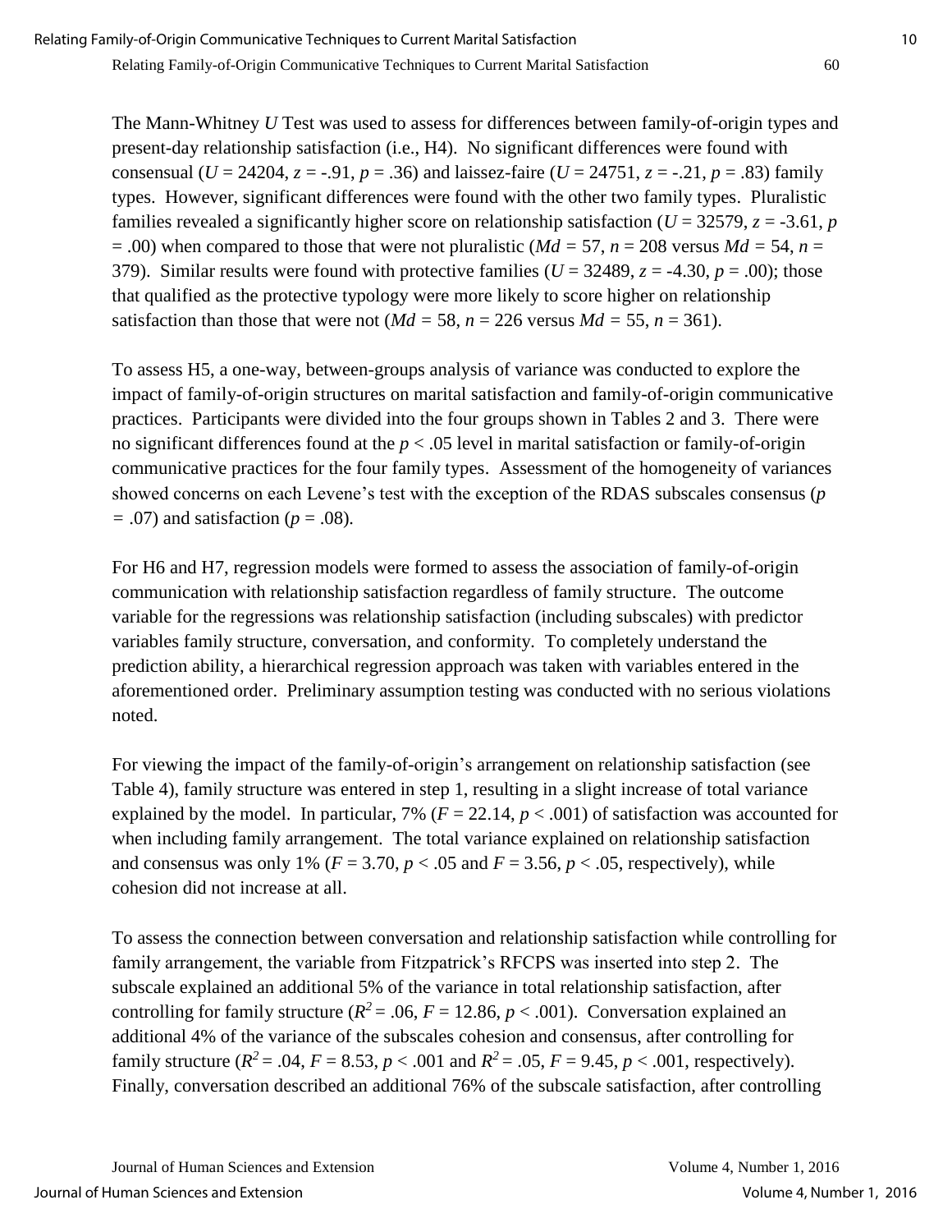The Mann-Whitney *U* Test was used to assess for differences between family-of-origin types and present-day relationship satisfaction (i.e., H4). No significant differences were found with consensual ($U$ = 24204, $z$ = -.91, $p$ = .36) and laissez-faire ($U$ = 24751, $z$ = -.21, $p$ = .83) family types. However, significant differences were found with the other two family types. Pluralistic families revealed a significantly higher score on relationship satisfaction ($U$ = 32579, $z$ = -3.61, $p$ = .00) when compared to those that were not pluralistic ($Md$ = 57, $n$ = 208 versus $Md$ = 54, $n$ = 379). Similar results were found with protective families ($U$ = 32489, $z$ = -4.30, $p$ = .00); those that qualified as the protective typology were more likely to score higher on relationship satisfaction than those that were not ($Md$ = 58, $n$ = 226 versus $Md$ = 55, $n$ = 361).

To assess H5, a one-way, between-groups analysis of variance was conducted to explore the impact of family-of-origin structures on marital satisfaction and family-of-origin communicative practices. Participants were divided into the four groups shown in Tables 2 and 3. There were no significant differences found at the $p < .05$ level in marital satisfaction or family-of-origin communicative practices for the four family types. Assessment of the homogeneity of variances showed concerns on each Levene's test with the exception of the RDAS subscales consensus ($p$ = .07) and satisfaction ($p$ = .08).

For H6 and H7, regression models were formed to assess the association of family-of-origin communication with relationship satisfaction regardless of family structure. The outcome variable for the regressions was relationship satisfaction (including subscales) with predictor variables family structure, conversation, and conformity. To completely understand the prediction ability, a hierarchical regression approach was taken with variables entered in the aforementioned order. Preliminary assumption testing was conducted with no serious violations noted.

For viewing the impact of the family-of-origin's arrangement on relationship satisfaction (see Table 4), family structure was entered in step 1, resulting in a slight increase of total variance explained by the model. In particular, 7% ($F$ = 22.14, $p < .001$) of satisfaction was accounted for when including family arrangement. The total variance explained on relationship satisfaction and consensus was only 1% ($F$ = 3.70, $p < .05$ and $F$ = 3.56, $p < .05$, respectively), while cohesion did not increase at all.

To assess the connection between conversation and relationship satisfaction while controlling for family arrangement, the variable from Fitzpatrick's RFCPS was inserted into step 2. The subscale explained an additional 5% of the variance in total relationship satisfaction, after controlling for family structure ($R^2$ = .06, $F$ = 12.86, $p < .001$). Conversation explained an additional 4% of the variance of the subscales cohesion and consensus, after controlling for family structure ($R^2$ = .04, $F$ = 8.53, $p < .001$ and $R^2$ = .05, $F$ = 9.45, $p < .001$, respectively). Finally, conversation described an additional 76% of the subscale satisfaction, after controlling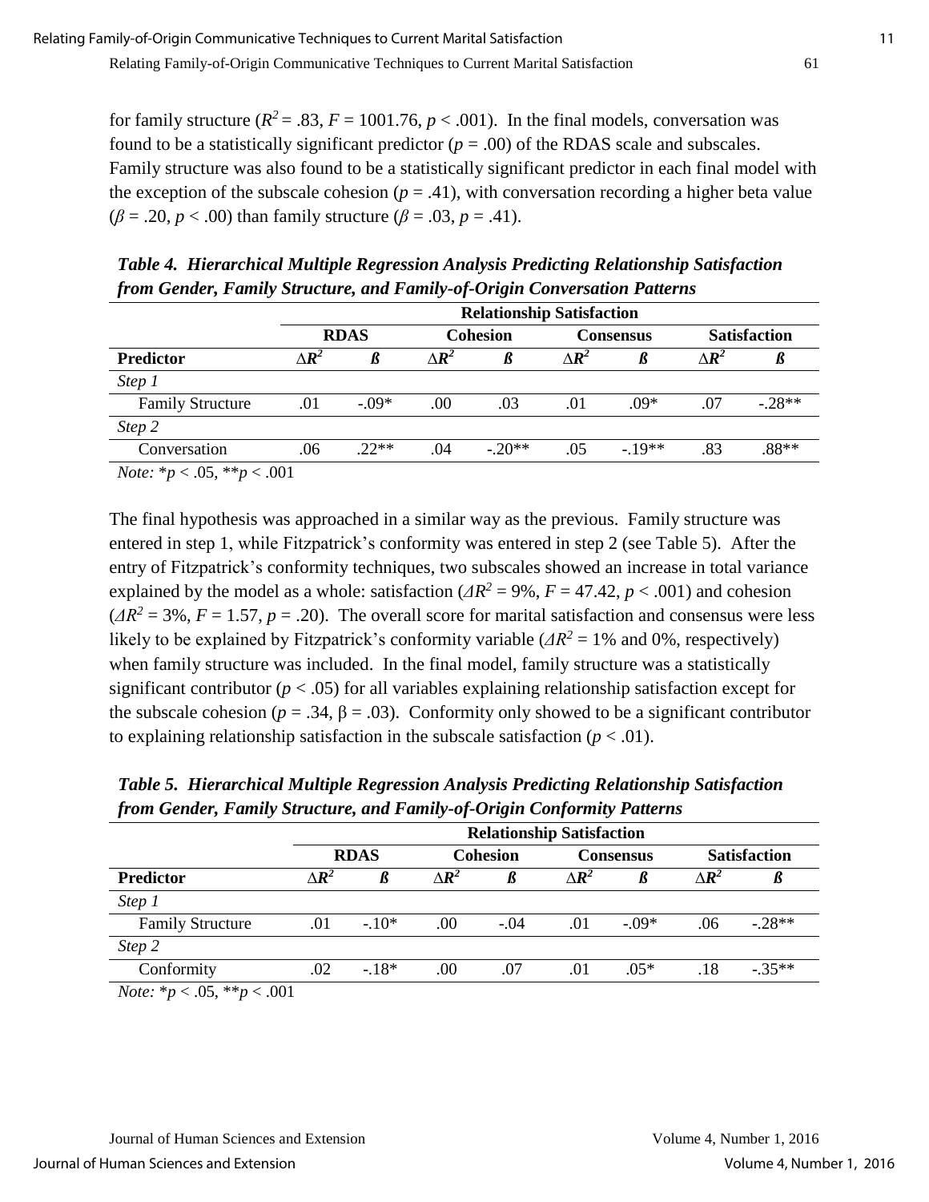for family structure ($R^2 = .83$, $F = 1001.76$, $p < .001$). In the final models, conversation was found to be a statistically significant predictor ($p = .00$) of the RDAS scale and subscales. Family structure was also found to be a statistically significant predictor in each final model with the exception of the subscale cohesion ($p = .41$), with conversation recording a higher beta value ($\beta = .20$, $p < .00$) than family structure ($\beta = .03$, $p = .41$).

***Table 4. Hierarchical Multiple Regression Analysis Predicting Relationship Satisfaction from Gender, Family Structure, and Family-of-Origin Conversation Patterns***

| | **Relationship Satisfaction** | | | | | | | |
|---|---|---|---|---|---|---|---|---|
| | **RDAS** | | **Cohesion** | | **Consensus** | | **Satisfaction** | |
| **Predictor** | $\Delta R^2$ | *ß* | $\Delta R^2$ | *ß* | $\Delta R^2$ | *ß* | $\Delta R^2$ | *ß* |
| *Step 1* | | | | | | | | |
| Family Structure | .01 | -.09* | .00 | .03 | .01 | .09* | .07 | -.28** |
| *Step 2* | | | | | | | | |
| Conversation | .06 | .22** | .04 | -.20** | .05 | -.19** | .83 | .88** |

*Note:* *$p < .05$, **$p < .001$

The final hypothesis was approached in a similar way as the previous. Family structure was entered in step 1, while Fitzpatrick's conformity was entered in step 2 (see Table 5). After the entry of Fitzpatrick's conformity techniques, two subscales showed an increase in total variance explained by the model as a whole: satisfaction ($\Delta R^2 = 9\%$, $F = 47.42$, $p < .001$) and cohesion ($\Delta R^2 = 3\%$, $F = 1.57$, $p = .20$). The overall score for marital satisfaction and consensus were less likely to be explained by Fitzpatrick's conformity variable ($\Delta R^2 = 1\%$ and $0\%$, respectively) when family structure was included. In the final model, family structure was a statistically significant contributor ($p < .05$) for all variables explaining relationship satisfaction except for the subscale cohesion ($p = .34$, $\beta = .03$). Conformity only showed to be a significant contributor to explaining relationship satisfaction in the subscale satisfaction ($p < .01$).

***Table 5. Hierarchical Multiple Regression Analysis Predicting Relationship Satisfaction from Gender, Family Structure, and Family-of-Origin Conformity Patterns***

| | **Relationship Satisfaction** | | | | | | | |
|---|---|---|---|---|---|---|---|---|
| | **RDAS** | | **Cohesion** | | **Consensus** | | **Satisfaction** | |
| **Predictor** | $\Delta R^2$ | *ß* | $\Delta R^2$ | *ß* | $\Delta R^2$ | *ß* | $\Delta R^2$ | *ß* |
| *Step 1* | | | | | | | | |
| Family Structure | .01 | -.10* | .00 | -.04 | .01 | -.09* | .06 | -.28** |
| *Step 2* | | | | | | | | |
| Conformity | .02 | -.18* | .00 | .07 | .01 | .05* | .18 | -.35** |

*Note:* *$p < .05$, **$p < .001$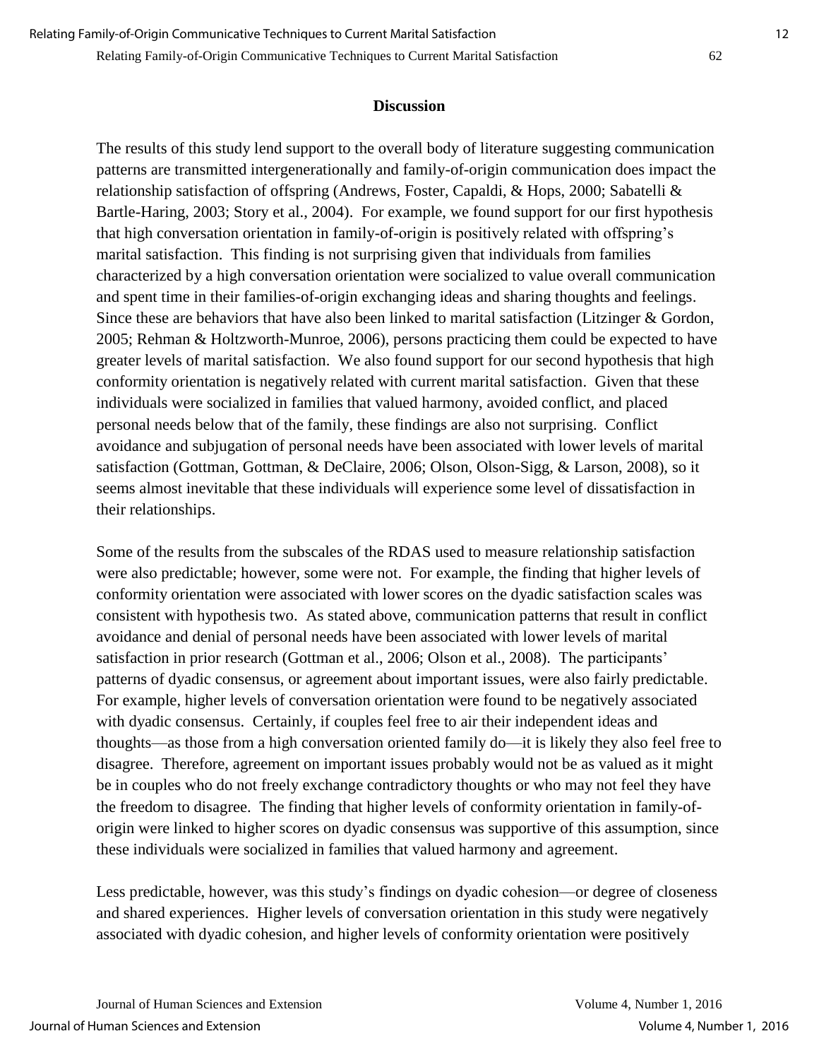## Discussion

The results of this study lend support to the overall body of literature suggesting communication patterns are transmitted intergenerationally and family-of-origin communication does impact the relationship satisfaction of offspring (Andrews, Foster, Capaldi, & Hops, 2000; Sabatelli & Bartle-Haring, 2003; Story et al., 2004). For example, we found support for our first hypothesis that high conversation orientation in family-of-origin is positively related with offspring's marital satisfaction. This finding is not surprising given that individuals from families characterized by a high conversation orientation were socialized to value overall communication and spent time in their families-of-origin exchanging ideas and sharing thoughts and feelings. Since these are behaviors that have also been linked to marital satisfaction (Litzinger & Gordon, 2005; Rehman & Holtzworth-Munroe, 2006), persons practicing them could be expected to have greater levels of marital satisfaction. We also found support for our second hypothesis that high conformity orientation is negatively related with current marital satisfaction. Given that these individuals were socialized in families that valued harmony, avoided conflict, and placed personal needs below that of the family, these findings are also not surprising. Conflict avoidance and subjugation of personal needs have been associated with lower levels of marital satisfaction (Gottman, Gottman, & DeClaire, 2006; Olson, Olson-Sigg, & Larson, 2008), so it seems almost inevitable that these individuals will experience some level of dissatisfaction in their relationships.

Some of the results from the subscales of the RDAS used to measure relationship satisfaction were also predictable; however, some were not. For example, the finding that higher levels of conformity orientation were associated with lower scores on the dyadic satisfaction scales was consistent with hypothesis two. As stated above, communication patterns that result in conflict avoidance and denial of personal needs have been associated with lower levels of marital satisfaction in prior research (Gottman et al., 2006; Olson et al., 2008). The participants' patterns of dyadic consensus, or agreement about important issues, were also fairly predictable. For example, higher levels of conversation orientation were found to be negatively associated with dyadic consensus. Certainly, if couples feel free to air their independent ideas and thoughts—as those from a high conversation oriented family do—it is likely they also feel free to disagree. Therefore, agreement on important issues probably would not be as valued as it might be in couples who do not freely exchange contradictory thoughts or who may not feel they have the freedom to disagree. The finding that higher levels of conformity orientation in family-of-origin were linked to higher scores on dyadic consensus was supportive of this assumption, since these individuals were socialized in families that valued harmony and agreement.

Less predictable, however, was this study's findings on dyadic cohesion—or degree of closeness and shared experiences. Higher levels of conversation orientation in this study were negatively associated with dyadic cohesion, and higher levels of conformity orientation were positively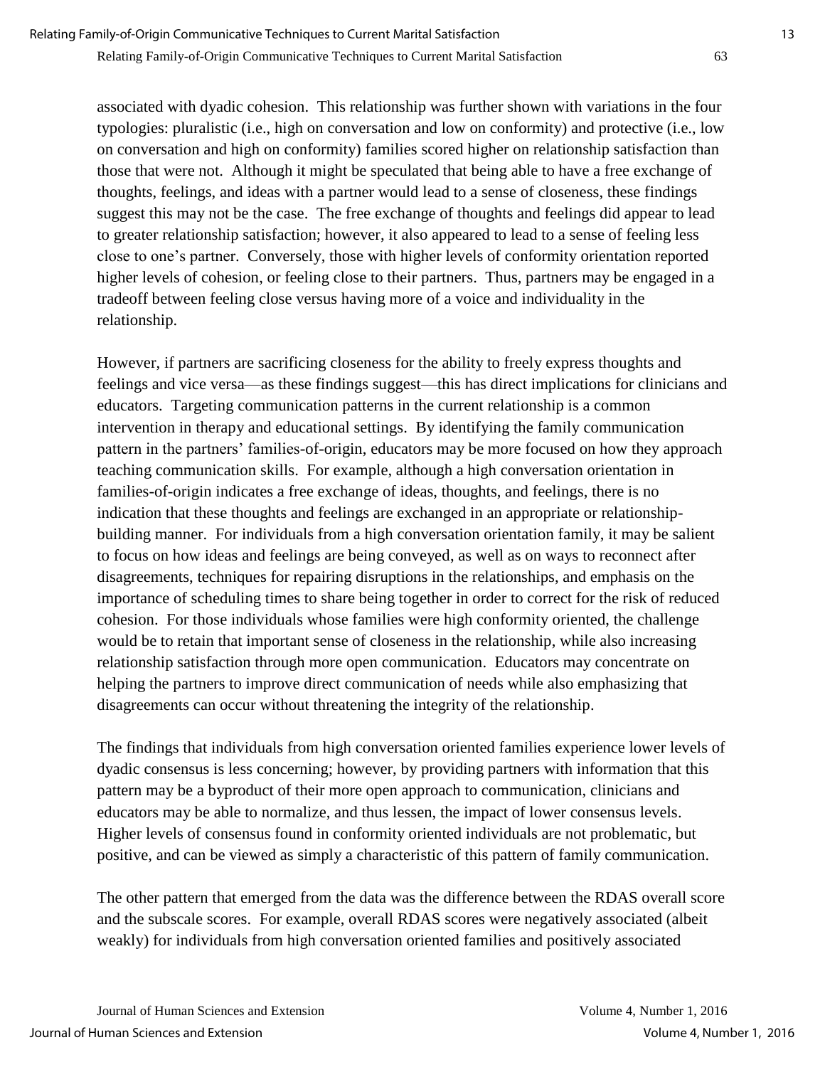associated with dyadic cohesion. This relationship was further shown with variations in the four typologies: pluralistic (i.e., high on conversation and low on conformity) and protective (i.e., low on conversation and high on conformity) families scored higher on relationship satisfaction than those that were not. Although it might be speculated that being able to have a free exchange of thoughts, feelings, and ideas with a partner would lead to a sense of closeness, these findings suggest this may not be the case. The free exchange of thoughts and feelings did appear to lead to greater relationship satisfaction; however, it also appeared to lead to a sense of feeling less close to one's partner. Conversely, those with higher levels of conformity orientation reported higher levels of cohesion, or feeling close to their partners. Thus, partners may be engaged in a tradeoff between feeling close versus having more of a voice and individuality in the relationship.

However, if partners are sacrificing closeness for the ability to freely express thoughts and feelings and vice versa—as these findings suggest—this has direct implications for clinicians and educators. Targeting communication patterns in the current relationship is a common intervention in therapy and educational settings. By identifying the family communication pattern in the partners' families-of-origin, educators may be more focused on how they approach teaching communication skills. For example, although a high conversation orientation in families-of-origin indicates a free exchange of ideas, thoughts, and feelings, there is no indication that these thoughts and feelings are exchanged in an appropriate or relationship-building manner. For individuals from a high conversation orientation family, it may be salient to focus on how ideas and feelings are being conveyed, as well as on ways to reconnect after disagreements, techniques for repairing disruptions in the relationships, and emphasis on the importance of scheduling times to share being together in order to correct for the risk of reduced cohesion. For those individuals whose families were high conformity oriented, the challenge would be to retain that important sense of closeness in the relationship, while also increasing relationship satisfaction through more open communication. Educators may concentrate on helping the partners to improve direct communication of needs while also emphasizing that disagreements can occur without threatening the integrity of the relationship.

The findings that individuals from high conversation oriented families experience lower levels of dyadic consensus is less concerning; however, by providing partners with information that this pattern may be a byproduct of their more open approach to communication, clinicians and educators may be able to normalize, and thus lessen, the impact of lower consensus levels. Higher levels of consensus found in conformity oriented individuals are not problematic, but positive, and can be viewed as simply a characteristic of this pattern of family communication.

The other pattern that emerged from the data was the difference between the RDAS overall score and the subscale scores. For example, overall RDAS scores were negatively associated (albeit weakly) for individuals from high conversation oriented families and positively associated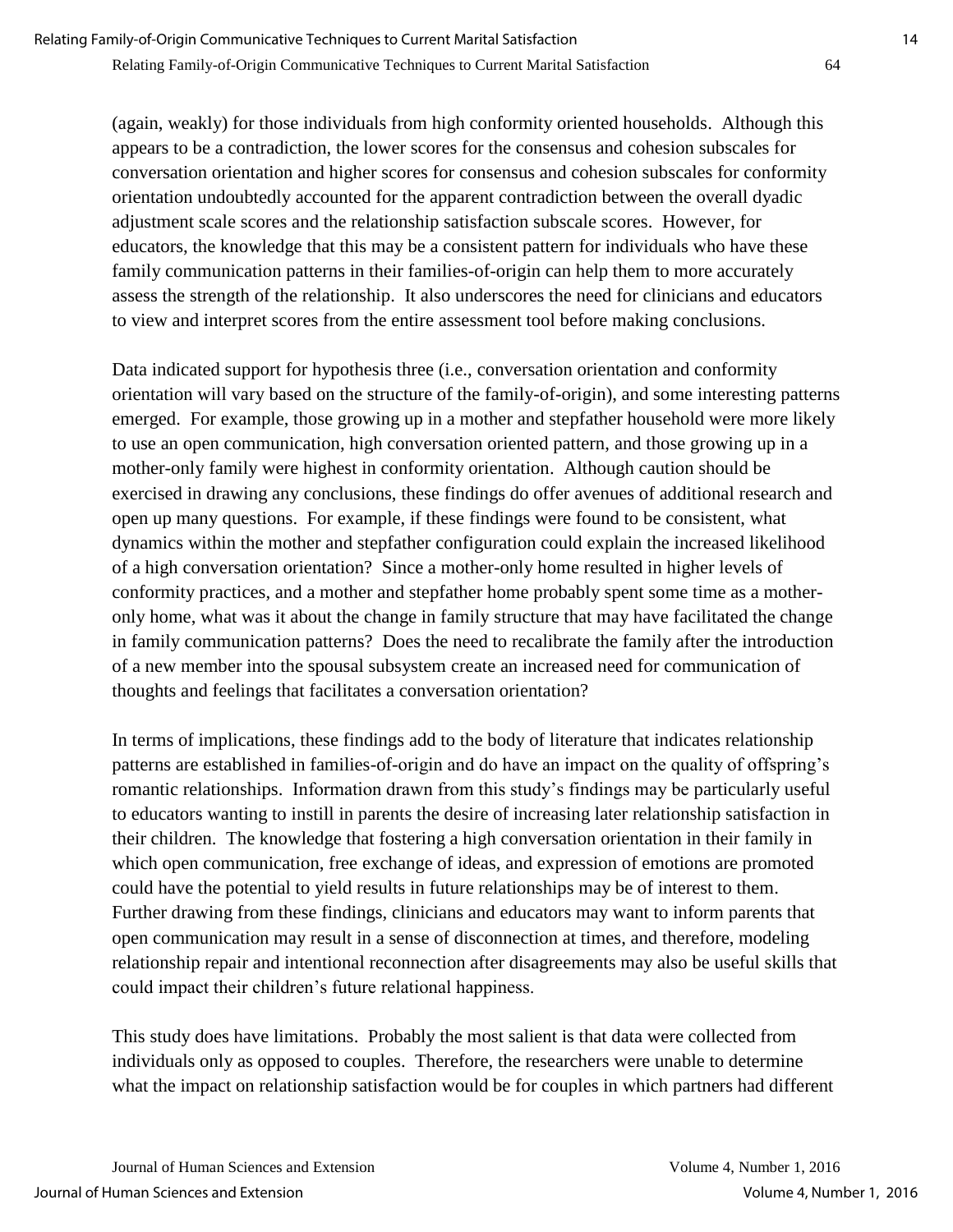(again, weakly) for those individuals from high conformity oriented households. Although this appears to be a contradiction, the lower scores for the consensus and cohesion subscales for conversation orientation and higher scores for consensus and cohesion subscales for conformity orientation undoubtedly accounted for the apparent contradiction between the overall dyadic adjustment scale scores and the relationship satisfaction subscale scores. However, for educators, the knowledge that this may be a consistent pattern for individuals who have these family communication patterns in their families-of-origin can help them to more accurately assess the strength of the relationship. It also underscores the need for clinicians and educators to view and interpret scores from the entire assessment tool before making conclusions.

Data indicated support for hypothesis three (i.e., conversation orientation and conformity orientation will vary based on the structure of the family-of-origin), and some interesting patterns emerged. For example, those growing up in a mother and stepfather household were more likely to use an open communication, high conversation oriented pattern, and those growing up in a mother-only family were highest in conformity orientation. Although caution should be exercised in drawing any conclusions, these findings do offer avenues of additional research and open up many questions. For example, if these findings were found to be consistent, what dynamics within the mother and stepfather configuration could explain the increased likelihood of a high conversation orientation? Since a mother-only home resulted in higher levels of conformity practices, and a mother and stepfather home probably spent some time as a mother-only home, what was it about the change in family structure that may have facilitated the change in family communication patterns? Does the need to recalibrate the family after the introduction of a new member into the spousal subsystem create an increased need for communication of thoughts and feelings that facilitates a conversation orientation?

In terms of implications, these findings add to the body of literature that indicates relationship patterns are established in families-of-origin and do have an impact on the quality of offspring's romantic relationships. Information drawn from this study's findings may be particularly useful to educators wanting to instill in parents the desire of increasing later relationship satisfaction in their children. The knowledge that fostering a high conversation orientation in their family in which open communication, free exchange of ideas, and expression of emotions are promoted could have the potential to yield results in future relationships may be of interest to them. Further drawing from these findings, clinicians and educators may want to inform parents that open communication may result in a sense of disconnection at times, and therefore, modeling relationship repair and intentional reconnection after disagreements may also be useful skills that could impact their children's future relational happiness.

This study does have limitations. Probably the most salient is that data were collected from individuals only as opposed to couples. Therefore, the researchers were unable to determine what the impact on relationship satisfaction would be for couples in which partners had different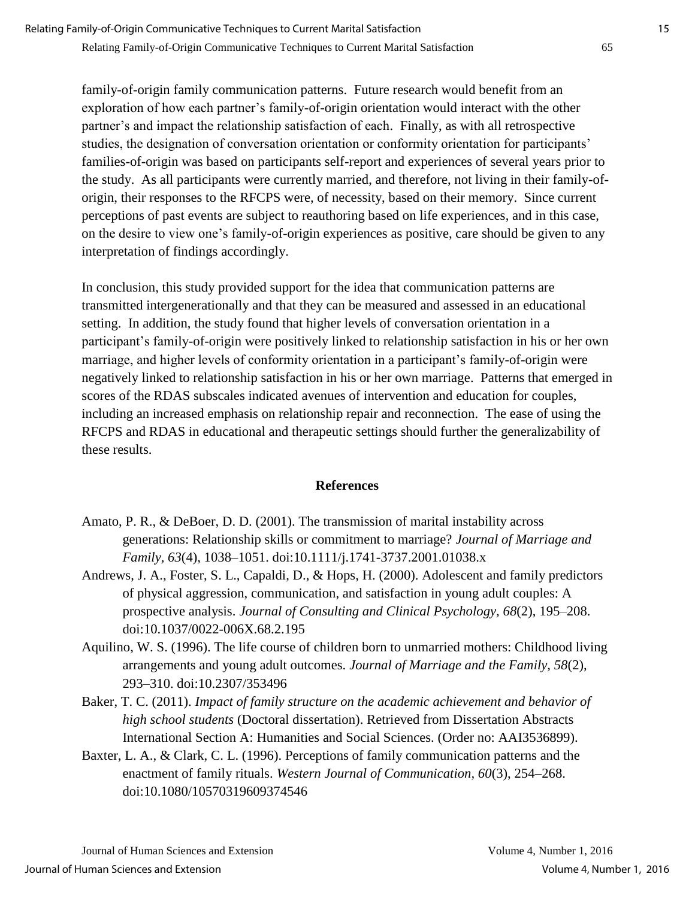family-of-origin family communication patterns. Future research would benefit from an exploration of how each partner's family-of-origin orientation would interact with the other partner's and impact the relationship satisfaction of each. Finally, as with all retrospective studies, the designation of conversation orientation or conformity orientation for participants' families-of-origin was based on participants self-report and experiences of several years prior to the study. As all participants were currently married, and therefore, not living in their family-of-origin, their responses to the RFCPS were, of necessity, based on their memory. Since current perceptions of past events are subject to reauthoring based on life experiences, and in this case, on the desire to view one's family-of-origin experiences as positive, care should be given to any interpretation of findings accordingly.

In conclusion, this study provided support for the idea that communication patterns are transmitted intergenerationally and that they can be measured and assessed in an educational setting. In addition, the study found that higher levels of conversation orientation in a participant's family-of-origin were positively linked to relationship satisfaction in his or her own marriage, and higher levels of conformity orientation in a participant's family-of-origin were negatively linked to relationship satisfaction in his or her own marriage. Patterns that emerged in scores of the RDAS subscales indicated avenues of intervention and education for couples, including an increased emphasis on relationship repair and reconnection. The ease of using the RFCPS and RDAS in educational and therapeutic settings should further the generalizability of these results.

## References

Amato, P. R., & DeBoer, D. D. (2001). The transmission of marital instability across generations: Relationship skills or commitment to marriage? *Journal of Marriage and Family, 63*(4), 1038–1051. doi:10.1111/j.1741-3737.2001.01038.x

Andrews, J. A., Foster, S. L., Capaldi, D., & Hops, H. (2000). Adolescent and family predictors of physical aggression, communication, and satisfaction in young adult couples: A prospective analysis. *Journal of Consulting and Clinical Psychology, 68*(2), 195–208. doi:10.1037/0022-006X.68.2.195

Aquilino, W. S. (1996). The life course of children born to unmarried mothers: Childhood living arrangements and young adult outcomes. *Journal of Marriage and the Family, 58*(2), 293–310. doi:10.2307/353496

Baker, T. C. (2011). *Impact of family structure on the academic achievement and behavior of high school students* (Doctoral dissertation). Retrieved from Dissertation Abstracts International Section A: Humanities and Social Sciences. (Order no: AAI3536899).

Baxter, L. A., & Clark, C. L. (1996). Perceptions of family communication patterns and the enactment of family rituals. *Western Journal of Communication, 60*(3), 254–268. doi:10.1080/10570319609374546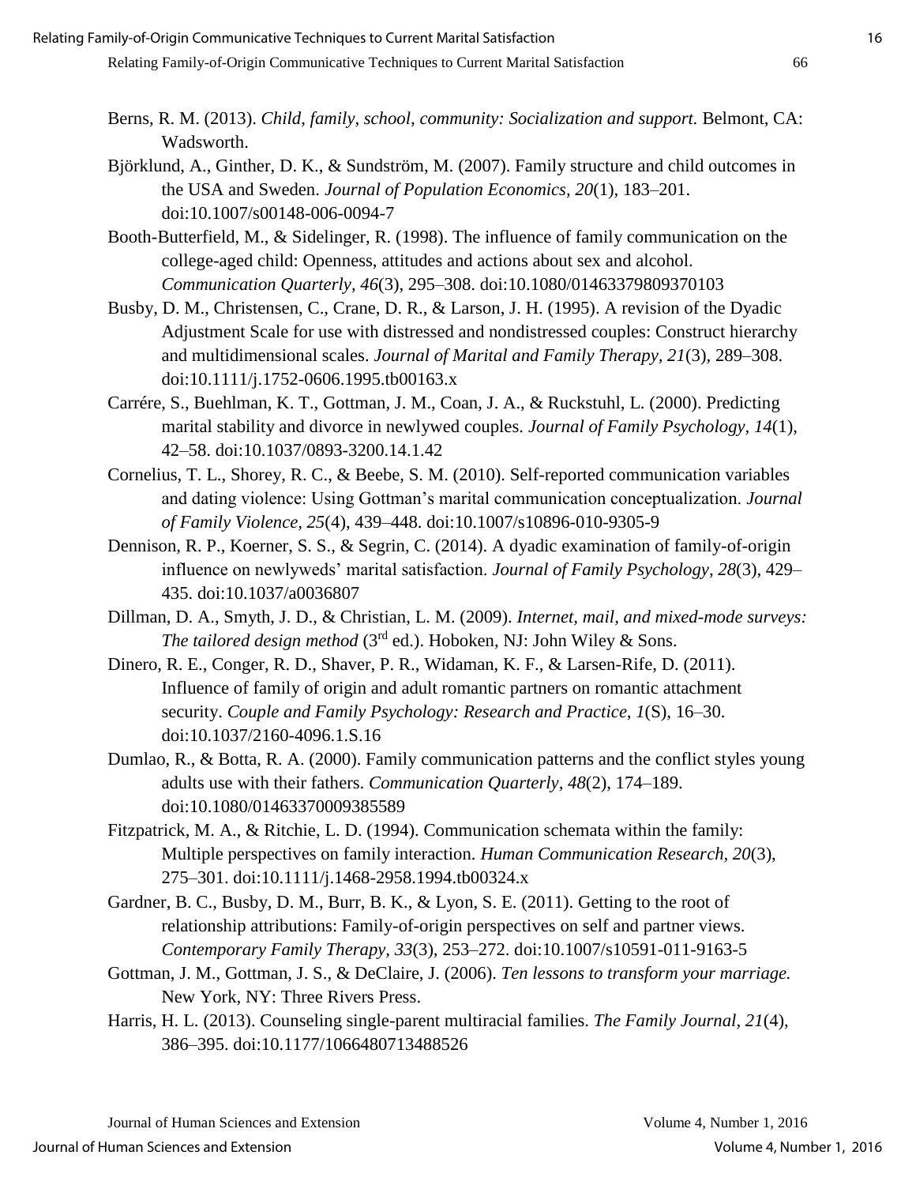Berns, R. M. (2013). *Child, family, school, community: Socialization and support.* Belmont, CA: Wadsworth.

Björklund, A., Ginther, D. K., & Sundström, M. (2007). Family structure and child outcomes in the USA and Sweden. *Journal of Population Economics, 20*(1), 183–201. doi:10.1007/s00148-006-0094-7

Booth-Butterfield, M., & Sidelinger, R. (1998). The influence of family communication on the college-aged child: Openness, attitudes and actions about sex and alcohol. *Communication Quarterly, 46*(3), 295–308. doi:10.1080/01463379809370103

Busby, D. M., Christensen, C., Crane, D. R., & Larson, J. H. (1995). A revision of the Dyadic Adjustment Scale for use with distressed and nondistressed couples: Construct hierarchy and multidimensional scales. *Journal of Marital and Family Therapy, 21*(3), 289–308. doi:10.1111/j.1752-0606.1995.tb00163.x

Carrére, S., Buehlman, K. T., Gottman, J. M., Coan, J. A., & Ruckstuhl, L. (2000). Predicting marital stability and divorce in newlywed couples. *Journal of Family Psychology, 14*(1), 42–58. doi:10.1037/0893-3200.14.1.42

Cornelius, T. L., Shorey, R. C., & Beebe, S. M. (2010). Self-reported communication variables and dating violence: Using Gottman's marital communication conceptualization. *Journal of Family Violence, 25*(4), 439–448. doi:10.1007/s10896-010-9305-9

Dennison, R. P., Koerner, S. S., & Segrin, C. (2014). A dyadic examination of family-of-origin influence on newlyweds' marital satisfaction. *Journal of Family Psychology, 28*(3), 429–435. doi:10.1037/a0036807

Dillman, D. A., Smyth, J. D., & Christian, L. M. (2009). *Internet, mail, and mixed-mode surveys: The tailored design method* (3rd ed.). Hoboken, NJ: John Wiley & Sons.

Dinero, R. E., Conger, R. D., Shaver, P. R., Widaman, K. F., & Larsen-Rife, D. (2011). Influence of family of origin and adult romantic partners on romantic attachment security. *Couple and Family Psychology: Research and Practice, 1*(S), 16–30. doi:10.1037/2160-4096.1.S.16

Dumlao, R., & Botta, R. A. (2000). Family communication patterns and the conflict styles young adults use with their fathers. *Communication Quarterly, 48*(2), 174–189. doi:10.1080/01463370009385589

Fitzpatrick, M. A., & Ritchie, L. D. (1994). Communication schemata within the family: Multiple perspectives on family interaction. *Human Communication Research, 20*(3), 275–301. doi:10.1111/j.1468-2958.1994.tb00324.x

Gardner, B. C., Busby, D. M., Burr, B. K., & Lyon, S. E. (2011). Getting to the root of relationship attributions: Family-of-origin perspectives on self and partner views. *Contemporary Family Therapy, 33*(3), 253–272. doi:10.1007/s10591-011-9163-5

Gottman, J. M., Gottman, J. S., & DeClaire, J. (2006). *Ten lessons to transform your marriage.* New York, NY: Three Rivers Press.

Harris, H. L. (2013). Counseling single-parent multiracial families. *The Family Journal, 21*(4), 386–395. doi:10.1177/1066480713488526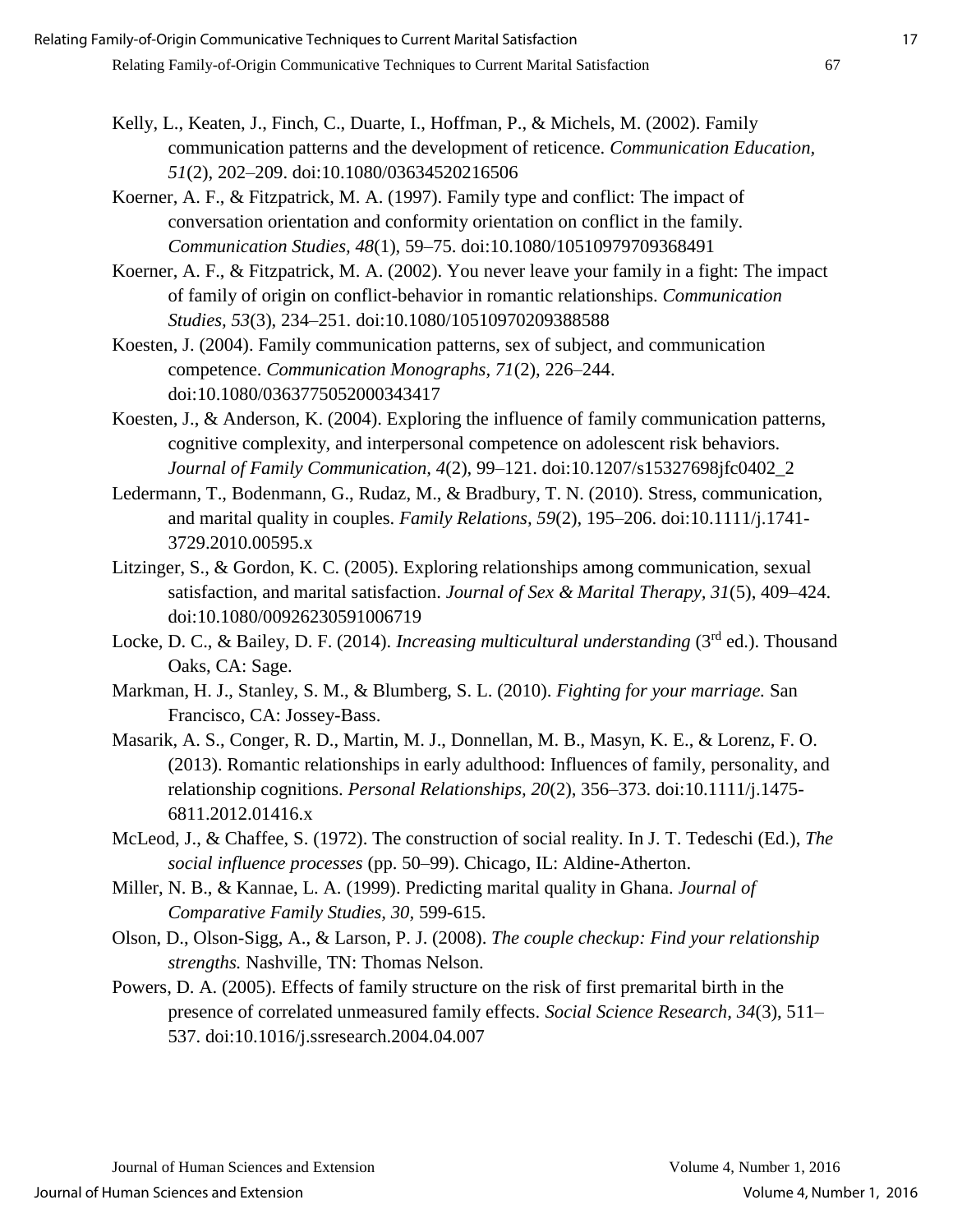Kelly, L., Keaten, J., Finch, C., Duarte, I., Hoffman, P., & Michels, M. (2002). Family communication patterns and the development of reticence. *Communication Education, 51*(2), 202–209. doi:10.1080/03634520216506

Koerner, A. F., & Fitzpatrick, M. A. (1997). Family type and conflict: The impact of conversation orientation and conformity orientation on conflict in the family. *Communication Studies*, *48*(1), 59–75. doi:10.1080/10510979709368491

Koerner, A. F., & Fitzpatrick, M. A. (2002). You never leave your family in a fight: The impact of family of origin on conflict-behavior in romantic relationships. *Communication Studies, 53*(3), 234–251. doi:10.1080/10510970209388588

Koesten, J. (2004). Family communication patterns, sex of subject, and communication competence. *Communication Monographs*, *71*(2), 226–244. doi:10.1080/0363775052000343417

Koesten, J., & Anderson, K. (2004). Exploring the influence of family communication patterns, cognitive complexity, and interpersonal competence on adolescent risk behaviors. *Journal of Family Communication*, *4*(2), 99–121. doi:10.1207/s15327698jfc0402_2

Ledermann, T., Bodenmann, G., Rudaz, M., & Bradbury, T. N. (2010). Stress, communication, and marital quality in couples. *Family Relations*, *59*(2), 195–206. doi:10.1111/j.1741-3729.2010.00595.x

Litzinger, S., & Gordon, K. C. (2005). Exploring relationships among communication, sexual satisfaction, and marital satisfaction. *Journal of Sex & Marital Therapy, 31*(5), 409–424. doi:10.1080/00926230591006719

Locke, D. C., & Bailey, D. F. (2014). *Increasing multicultural understanding* (3rd ed.). Thousand Oaks, CA: Sage.

Markman, H. J., Stanley, S. M., & Blumberg, S. L. (2010). *Fighting for your marriage.* San Francisco, CA: Jossey-Bass.

Masarik, A. S., Conger, R. D., Martin, M. J., Donnellan, M. B., Masyn, K. E., & Lorenz, F. O. (2013). Romantic relationships in early adulthood: Influences of family, personality, and relationship cognitions. *Personal Relationships, 20*(2), 356–373. doi:10.1111/j.1475-6811.2012.01416.x

McLeod, J., & Chaffee, S. (1972). The construction of social reality. In J. T. Tedeschi (Ed.), *The social influence processes* (pp. 50–99). Chicago, IL: Aldine-Atherton.

Miller, N. B., & Kannae, L. A. (1999). Predicting marital quality in Ghana. *Journal of Comparative Family Studies*, *30*, 599-615.

Olson, D., Olson-Sigg, A., & Larson, P. J. (2008). *The couple checkup: Find your relationship strengths.* Nashville, TN: Thomas Nelson.

Powers, D. A. (2005). Effects of family structure on the risk of first premarital birth in the presence of correlated unmeasured family effects. *Social Science Research, 34*(3), 511–537. doi:10.1016/j.ssresearch.2004.04.007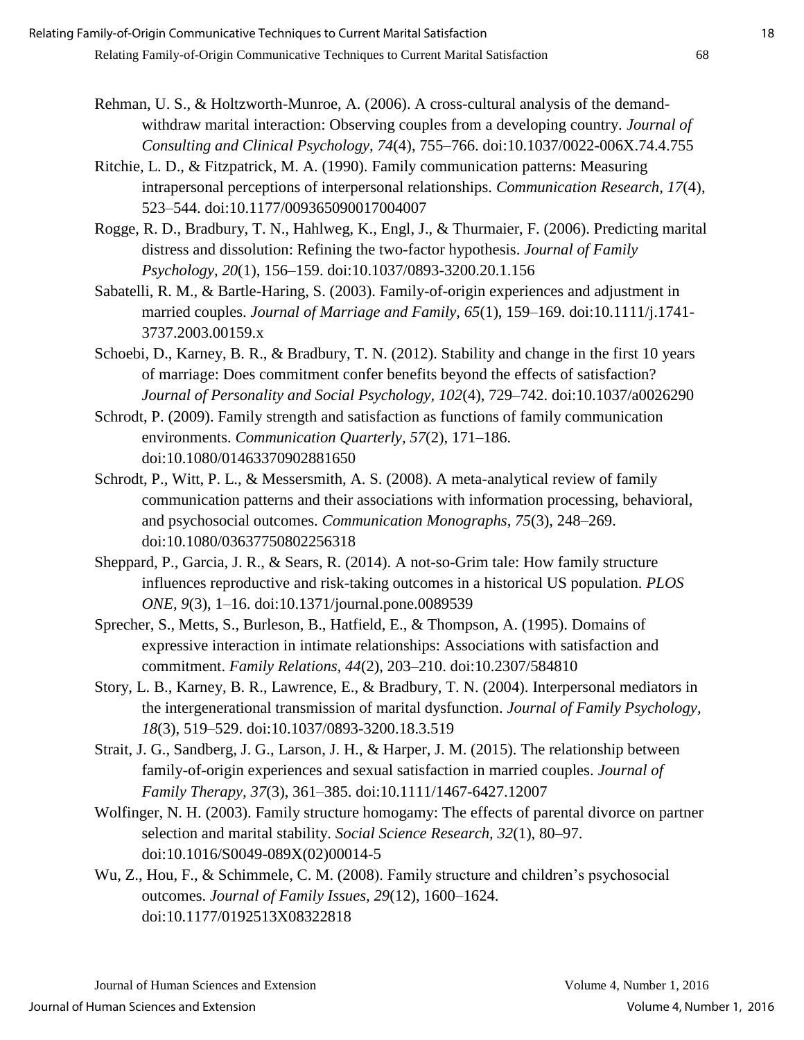Rehman, U. S., & Holtzworth-Munroe, A. (2006). A cross-cultural analysis of the demand-withdraw marital interaction: Observing couples from a developing country. *Journal of Consulting and Clinical Psychology, 74*(4), 755–766. doi:10.1037/0022-006X.74.4.755

Ritchie, L. D., & Fitzpatrick, M. A. (1990). Family communication patterns: Measuring intrapersonal perceptions of interpersonal relationships. *Communication Research, 17*(4), 523–544. doi:10.1177/009365090017004007

Rogge, R. D., Bradbury, T. N., Hahlweg, K., Engl, J., & Thurmaier, F. (2006). Predicting marital distress and dissolution: Refining the two-factor hypothesis. *Journal of Family Psychology, 20*(1), 156–159. doi:10.1037/0893-3200.20.1.156

Sabatelli, R. M., & Bartle-Haring, S. (2003). Family-of-origin experiences and adjustment in married couples. *Journal of Marriage and Family, 65*(1), 159–169. doi:10.1111/j.1741-3737.2003.00159.x

Schoebi, D., Karney, B. R., & Bradbury, T. N. (2012). Stability and change in the first 10 years of marriage: Does commitment confer benefits beyond the effects of satisfaction? *Journal of Personality and Social Psychology, 102*(4), 729–742. doi:10.1037/a0026290

Schrodt, P. (2009). Family strength and satisfaction as functions of family communication environments. *Communication Quarterly, 57*(2), 171–186. doi:10.1080/01463370902881650

Schrodt, P., Witt, P. L., & Messersmith, A. S. (2008). A meta-analytical review of family communication patterns and their associations with information processing, behavioral, and psychosocial outcomes. *Communication Monographs, 75*(3), 248–269. doi:10.1080/03637750802256318

Sheppard, P., Garcia, J. R., & Sears, R. (2014). A not-so-Grim tale: How family structure influences reproductive and risk-taking outcomes in a historical US population. *PLOS ONE, 9*(3), 1–16. doi:10.1371/journal.pone.0089539

Sprecher, S., Metts, S., Burleson, B., Hatfield, E., & Thompson, A. (1995). Domains of expressive interaction in intimate relationships: Associations with satisfaction and commitment. *Family Relations, 44*(2), 203–210. doi:10.2307/584810

Story, L. B., Karney, B. R., Lawrence, E., & Bradbury, T. N. (2004). Interpersonal mediators in the intergenerational transmission of marital dysfunction. *Journal of Family Psychology, 18*(3), 519–529. doi:10.1037/0893-3200.18.3.519

Strait, J. G., Sandberg, J. G., Larson, J. H., & Harper, J. M. (2015). The relationship between family-of-origin experiences and sexual satisfaction in married couples. *Journal of Family Therapy, 37*(3), 361–385. doi:10.1111/1467-6427.12007

Wolfinger, N. H. (2003). Family structure homogamy: The effects of parental divorce on partner selection and marital stability. *Social Science Research, 32*(1), 80–97. doi:10.1016/S0049-089X(02)00014-5

Wu, Z., Hou, F., & Schimmele, C. M. (2008). Family structure and children's psychosocial outcomes. *Journal of Family Issues, 29*(12), 1600–1624. doi:10.1177/0192513X08322818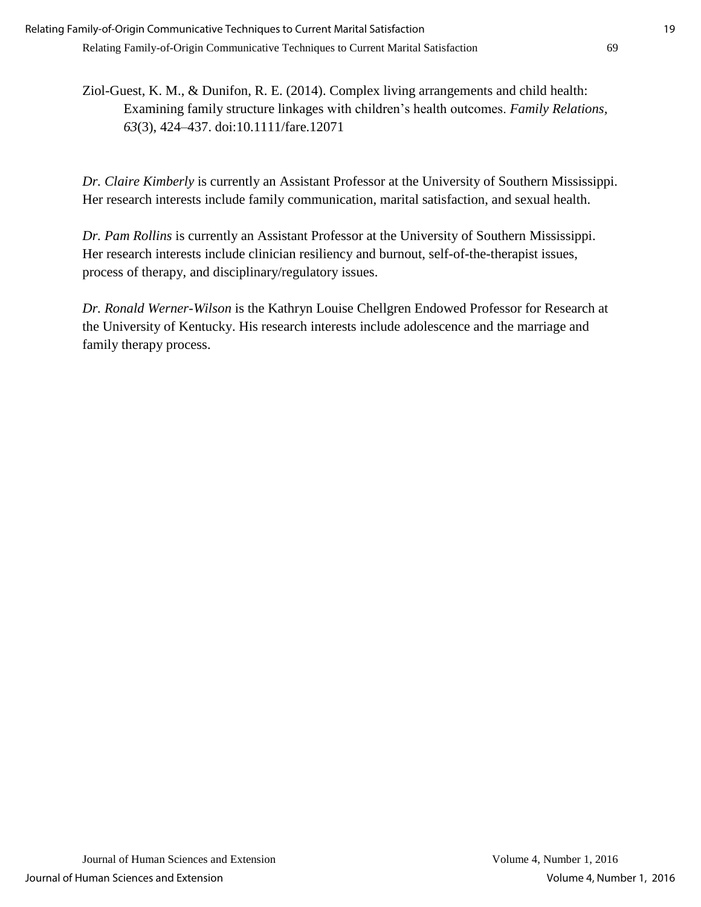Ziol-Guest, K. M., & Dunifon, R. E. (2014). Complex living arrangements and child health: Examining family structure linkages with children's health outcomes. *Family Relations, 63*(3), 424–437. doi:10.1111/fare.12071

*Dr. Claire Kimberly* is currently an Assistant Professor at the University of Southern Mississippi. Her research interests include family communication, marital satisfaction, and sexual health.

*Dr. Pam Rollins* is currently an Assistant Professor at the University of Southern Mississippi. Her research interests include clinician resiliency and burnout, self-of-the-therapist issues, process of therapy, and disciplinary/regulatory issues.

*Dr. Ronald Werner-Wilson* is the Kathryn Louise Chellgren Endowed Professor for Research at the University of Kentucky. His research interests include adolescence and the marriage and family therapy process.